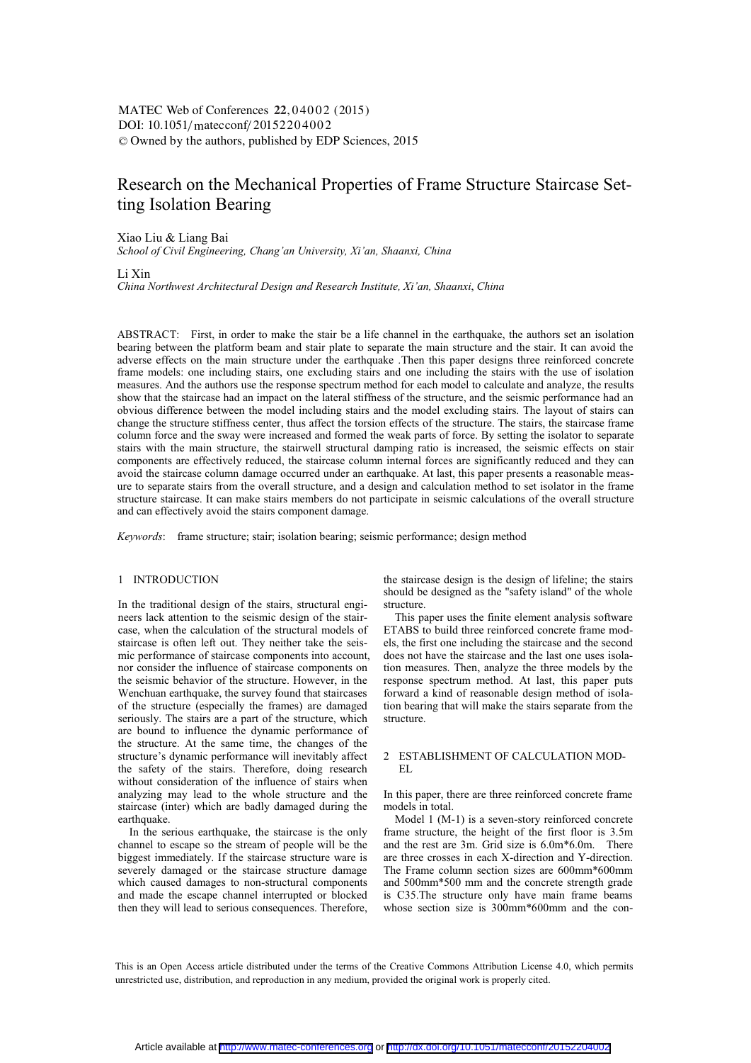# Research on the Mechanical Properties of Frame Structure Staircase Setting Isolation Bearing

Xiao Liu & Liang Bai

*School of Civil Engineering, Chang'an University, Xi'an, Shaanxi, China*

Li Xin

*China Northwest Architectural Design and Research Institute, Xi'an, Shaanxi, China*

ABSTRACT: First, in order to make the stair be a life channel in the earthquake, the authors set an isolation bearing between the platform beam and stair plate to separate the main structure and the stair. It can avoid the adverse effects on the main structure under the earthquake .Then this paper designs three reinforced concrete frame models: one including stairs, one excluding stairs and one including the stairs with the use of isolation measures. And the authors use the response spectrum method for each model to calculate and analyze, the results show that the staircase had an impact on the lateral stiffness of the structure, and the seismic performance had an obvious difference between the model including stairs and the model excluding stairs. The layout of stairs can change the structure stiffness center, thus affect the torsion effects of the structure. The stairs, the staircase frame column force and the sway were increased and formed the weak parts of force. By setting the isolator to separate stairs with the main structure, the stairwell structural damping ratio is increased, the seismic effects on stair components are effectively reduced, the staircase column internal forces are significantly reduced and they can avoid the staircase column damage occurred under an earthquake. At last, this paper presents a reasonable measure to separate stairs from the overall structure, and a design and calculation method to set isolator in the frame structure staircase. It can make stairs members do not participate in seismic calculations of the overall structure and can effectively avoid the stairs component damage.

*Keywords*: frame structure; stair; isolation bearing; seismic performance; design method

## 1 INTRODUCTION

In the traditional design of the stairs, structural engineers lack attention to the seismic design of the staircase, when the calculation of the structural models of staircase is often left out. They neither take the seismic performance of staircase components into account, nor consider the influence of staircase components on the seismic behavior of the structure. However, in the Wenchuan earthquake, the survey found that staircases of the structure (especially the frames) are damaged seriously. The stairs are a part of the structure, which are bound to influence the dynamic performance of the structure. At the same time, the changes of the structure's dynamic performance will inevitably affect the safety of the stairs. Therefore, doing research without consideration of the influence of stairs when analyzing may lead to the whole structure and the staircase (inter) which are badly damaged during the earthquake.

In the serious earthquake, the staircase is the only channel to escape so the stream of people will be the biggest immediately. If the staircase structure ware is severely damaged or the staircase structure damage which caused damages to non-structural components and made the escape channel interrupted or blocked then they will lead to serious consequences. Therefore, the staircase design is the design of lifeline; the stairs should be designed as the "safety island" of the whole structure.

This paper uses the finite element analysis software ETABS to build three reinforced concrete frame models, the first one including the staircase and the second does not have the staircase and the last one uses isolation measures. Then, analyze the three models by the response spectrum method. At last, this paper puts forward a kind of reasonable design method of isolation bearing that will make the stairs separate from the structure.

## 2 ESTABLISHMENT OF CALCULATION MODEL

In this paper, there are three reinforced concrete frame models in total.

Model 1 (M-1) is a seven-story reinforced concrete frame structure, the height of the first floor is 3.5m and the rest are 3m. Grid size is 6.0m*6.0m. There are three crosses in each X-direction and Y-direction. The Frame column section sizes are 600mm*600mm and 500mm*500 mm and the concrete strength grade is C35.The structure only have main frame beams whose section size is 300mm*600mm and the con-

This is an Open Access article distributed under the terms of the Creative Commons Attribution License 4.0, which permits unrestricted use, distribution, and reproduction in any medium, provided the original work is properly cited.

Article available at http://www.matec-conferences.org or http://dx.doi.org/10.1051/matecconf/20152204002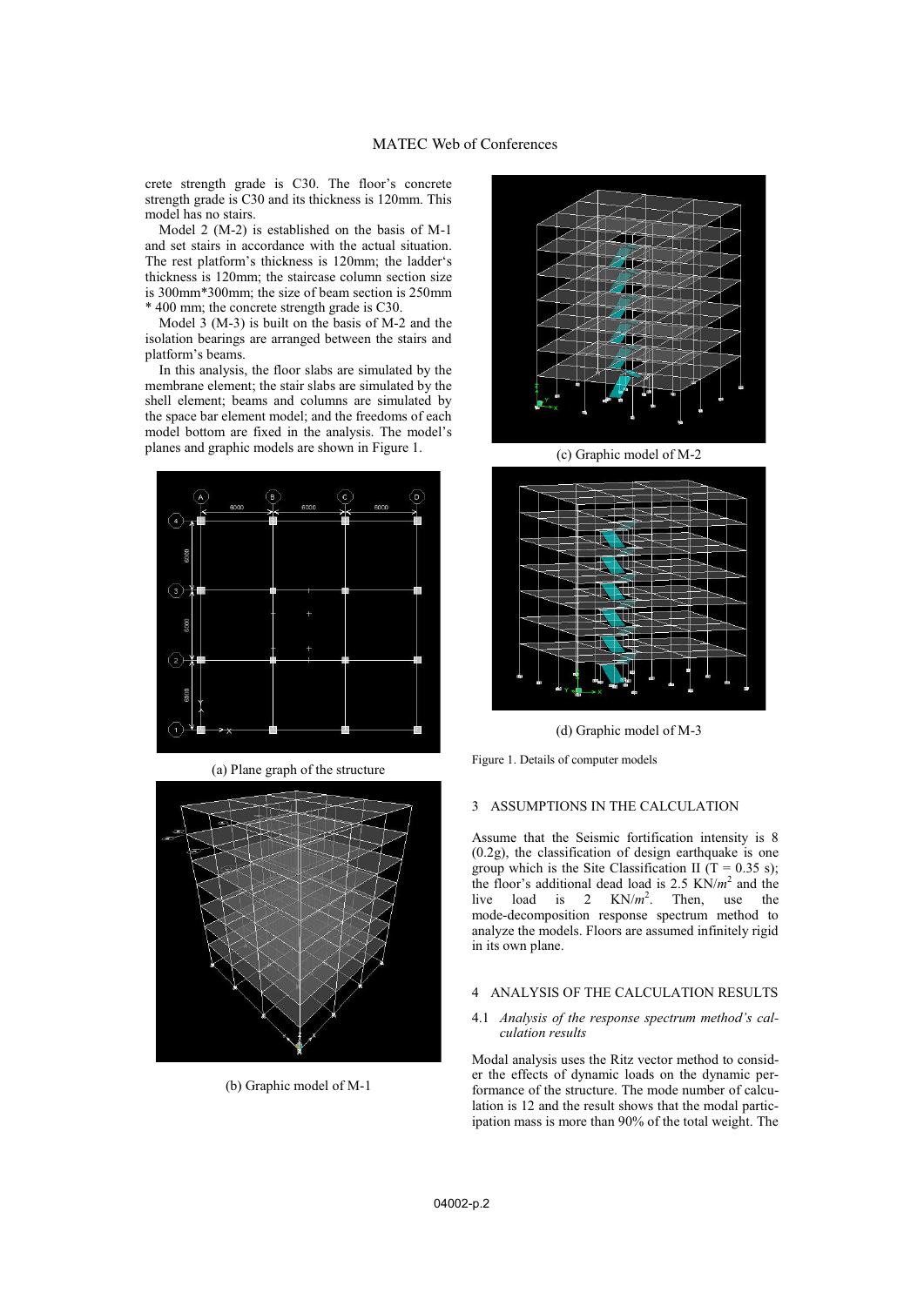crete strength grade is C30. The floor's concrete strength grade is C30 and its thickness is 120mm. This model has no stairs.

Model 2 (M-2) is established on the basis of M-1 and set stairs in accordance with the actual situation. The rest platform's thickness is 120mm; the ladder's thickness is 120mm; the staircase column section size is 300mm*300mm; the size of beam section is 250mm * 400 mm; the concrete strength grade is C30.

Model 3 (M-3) is built on the basis of M-2 and the isolation bearings are arranged between the stairs and platform's beams.

In this analysis, the floor slabs are simulated by the membrane element; the stair slabs are simulated by the shell element; beams and columns are simulated by the space bar element model; and the freedoms of each model bottom are fixed in the analysis. The model's planes and graphic models are shown in Figure 1.

(a) Plane graph of the structure

(b) Graphic model of M-1

(c) Graphic model of M-2

(d) Graphic model of M-3

Figure 1. Details of computer models

## 3 ASSUMPTIONS IN THE CALCULATION

Assume that the Seismic fortification intensity is 8 (0.2g), the classification of design earthquake is one group which is the Site Classification II ($T = 0.35$ s); the floor's additional dead load is 2.5 KN/$m^2$ and the live load is 2 KN/$m^2$. Then, use the mode-decomposition response spectrum method to analyze the models. Floors are assumed infinitely rigid in its own plane.

## 4 ANALYSIS OF THE CALCULATION RESULTS

### 4.1 *Analysis of the response spectrum method's calculation results*

Modal analysis uses the Ritz vector method to consider the effects of dynamic loads on the dynamic performance of the structure. The mode number of calculation is 12 and the result shows that the modal participation mass is more than 90% of the total weight. The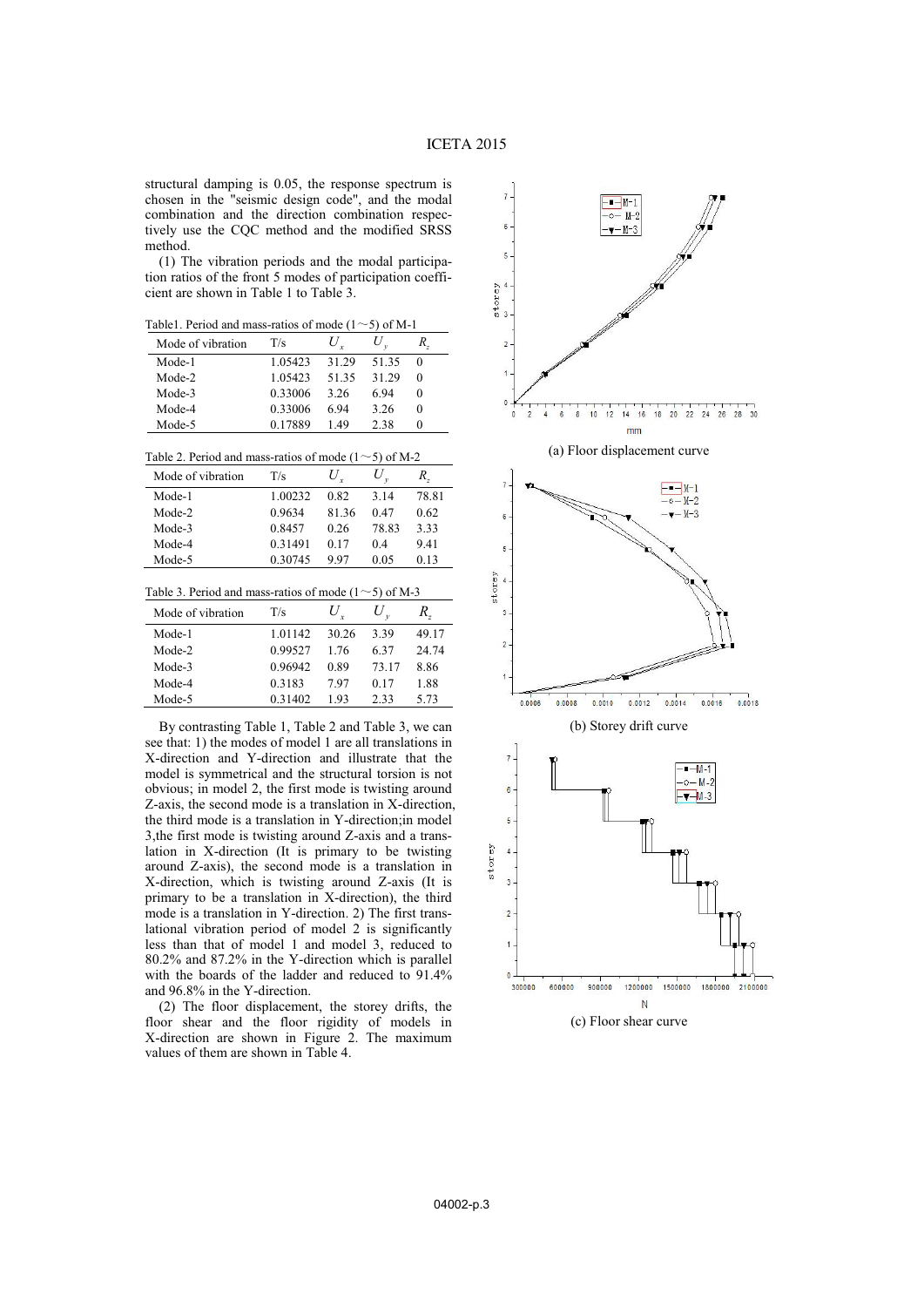structural damping is 0.05, the response spectrum is chosen in the "seismic design code", and the modal combination and the direction combination respectively use the CQC method and the modified SRSS method.

(1) The vibration periods and the modal participation ratios of the front 5 modes of participation coefficient are shown in Table 1 to Table 3.

Table1. Period and mass-ratios of mode (1～5) of M-1

| Mode of vibration | T/s | $U_x$ | $U_y$ | $R_z$ |
|---|---|---|---|---|
| Mode-1 | 1.05423 | 31.29 | 51.35 | 0 |
| Mode-2 | 1.05423 | 51.35 | 31.29 | 0 |
| Mode-3 | 0.33006 | 3.26 | 6.94 | 0 |
| Mode-4 | 0.33006 | 6.94 | 3.26 | 0 |
| Mode-5 | 0.17889 | 1.49 | 2.38 | 0 |

Table 2. Period and mass-ratios of mode (1～5) of M-2

| Mode of vibration | T/s | $U_x$ | $U_y$ | $R_z$ |
|---|---|---|---|---|
| Mode-1 | 1.00232 | 0.82 | 3.14 | 78.81 |
| Mode-2 | 0.9634 | 81.36 | 0.47 | 0.62 |
| Mode-3 | 0.8457 | 0.26 | 78.83 | 3.33 |
| Mode-4 | 0.31491 | 0.17 | 0.4 | 9.41 |
| Mode-5 | 0.30745 | 9.97 | 0.05 | 0.13 |

Table 3. Period and mass-ratios of mode (1～5) of M-3

| Mode of vibration | T/s | $U_x$ | $U_y$ | $R_z$ |
|---|---|---|---|---|
| Mode-1 | 1.01142 | 30.26 | 3.39 | 49.17 |
| Mode-2 | 0.99527 | 1.76 | 6.37 | 24.74 |
| Mode-3 | 0.96942 | 0.89 | 73.17 | 8.86 |
| Mode-4 | 0.3183 | 7.97 | 0.17 | 1.88 |
| Mode-5 | 0.31402 | 1.93 | 2.33 | 5.73 |

By contrasting Table 1, Table 2 and Table 3, we can see that: 1) the modes of model 1 are all translations in X-direction and Y-direction and illustrate that the model is symmetrical and the structural torsion is not obvious; in model 2, the first mode is twisting around Z-axis, the second mode is a translation in X-direction, the third mode is a translation in Y-direction;in model 3,the first mode is twisting around Z-axis and a translation in X-direction (It is primary to be twisting around Z-axis), the second mode is a translation in X-direction, which is twisting around Z-axis (It is primary to be a translation in X-direction), the third mode is a translation in Y-direction. 2) The first translational vibration period of model 2 is significantly less than that of model 1 and model 3, reduced to 80.2% and 87.2% in the Y-direction which is parallel with the boards of the ladder and reduced to 91.4% and 96.8% in the Y-direction.

(2) The floor displacement, the storey drifts, the floor shear and the floor rigidity of models in X-direction are shown in Figure 2. The maximum values of them are shown in Table 4.

(a) Floor displacement curve

(b) Storey drift curve

(c) Floor shear curve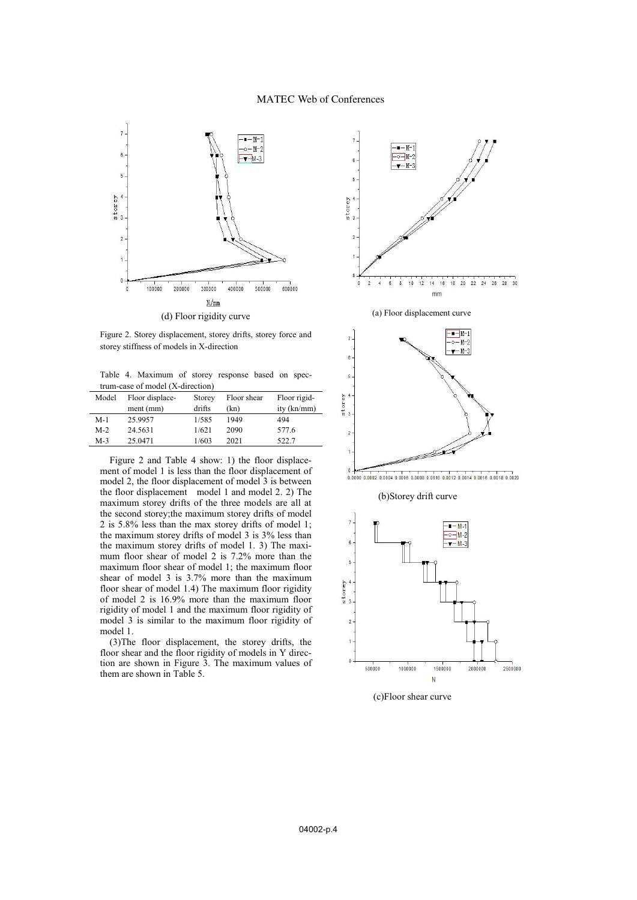(d) Floor rigidity curve

Figure 2. Storey displacement, storey drifts, storey force and storey stiffness of models in X-direction

Table 4. Maximum of storey response based on spectrum-case of model (X-direction)

| Model | Floor displacement (mm) | Storey drifts | Floor shear (kn) | Floor rigidity (kn/mm) |
|---|---|---|---|---|
| M-1 | 25.9957 | 1/585 | 1949 | 494 |
| M-2 | 24.5631 | 1/621 | 2090 | 577.6 |
| M-3 | 25.0471 | 1/603 | 2021 | 522.7 |

Figure 2 and Table 4 show: 1) the floor displacement of model 1 is less than the floor displacement of model 2, the floor displacement of model 3 is between the floor displacement model 1 and model 2. 2) The maximum storey drifts of the three models are all at the second storey;the maximum storey drifts of model 2 is 5.8% less than the max storey drifts of model 1; the maximum storey drifts of model 3 is 3% less than the maximum storey drifts of model 1. 3) The maximum floor shear of model 2 is 7.2% more than the maximum floor shear of model 1; the maximum floor shear of model 3 is 3.7% more than the maximum floor shear of model 1.4) The maximum floor rigidity of model 2 is 16.9% more than the maximum floor rigidity of model 1 and the maximum floor rigidity of model 3 is similar to the maximum floor rigidity of model 1.

(3)The floor displacement, the storey drifts, the floor shear and the floor rigidity of models in Y direction are shown in Figure 3. The maximum values of them are shown in Table 5.

(a) Floor displacement curve

(b)Storey drift curve

(c)Floor shear curve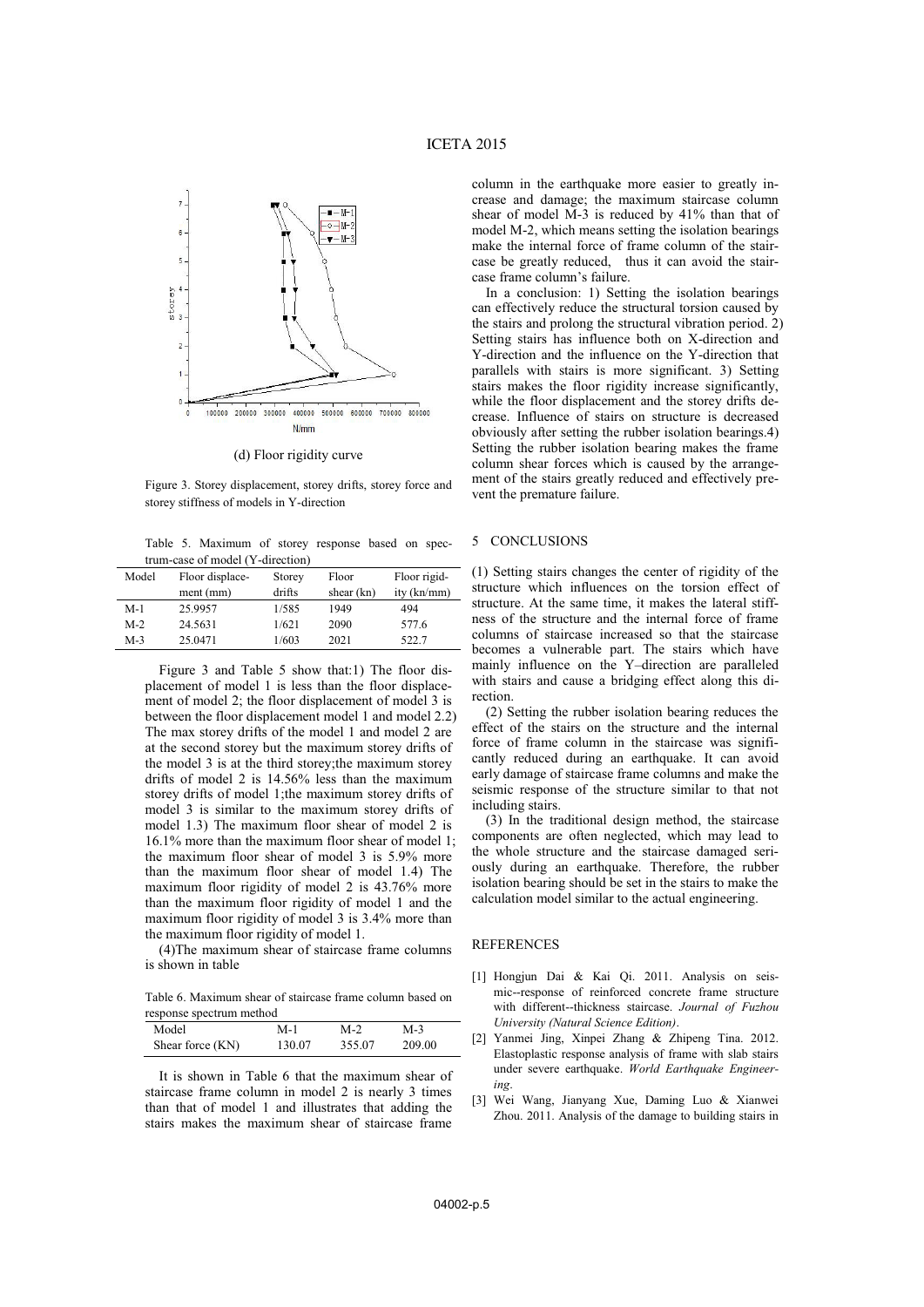(d) Floor rigidity curve

Figure 3. Storey displacement, storey drifts, storey force and storey stiffness of models in Y-direction

Table 5. Maximum of storey response based on spectrum-case of model (Y-direction)

| Model | Floor displacement (mm) | Storey drifts | Floor shear (kn) | Floor rigidity (kn/mm) |
|---|---|---|---|---|
| M-1 | 25.9957 | 1/585 | 1949 | 494 |
| M-2 | 24.5631 | 1/621 | 2090 | 577.6 |
| M-3 | 25.0471 | 1/603 | 2021 | 522.7 |

Figure 3 and Table 5 show that:1) The floor displacement of model 1 is less than the floor displacement of model 2; the floor displacement of model 3 is between the floor displacement model 1 and model 2.2) The max storey drifts of the model 1 and model 2 are at the second storey but the maximum storey drifts of the model 3 is at the third storey;the maximum storey drifts of model 2 is 14.56% less than the maximum storey drifts of model 1;the maximum storey drifts of model 3 is similar to the maximum storey drifts of model 1.3) The maximum floor shear of model 2 is 16.1% more than the maximum floor shear of model 1; the maximum floor shear of model 3 is 5.9% more than the maximum floor shear of model 1.4) The maximum floor rigidity of model 2 is 43.76% more than the maximum floor rigidity of model 1 and the maximum floor rigidity of model 3 is 3.4% more than the maximum floor rigidity of model 1.

(4)The maximum shear of staircase frame columns is shown in table

Table 6. Maximum shear of staircase frame column based on response spectrum method

| Model | M-1 | M-2 | M-3 |
|---|---|---|---|
| Shear force (KN) | 130.07 | 355.07 | 209.00 |

It is shown in Table 6 that the maximum shear of staircase frame column in model 2 is nearly 3 times than that of model 1 and illustrates that adding the stairs makes the maximum shear of staircase frame column in the earthquake more easier to greatly increase and damage; the maximum staircase column shear of model M-3 is reduced by 41% than that of model M-2, which means setting the isolation bearings make the internal force of frame column of the staircase be greatly reduced, thus it can avoid the staircase frame column's failure.

In a conclusion: 1) Setting the isolation bearings can effectively reduce the structural torsion caused by the stairs and prolong the structural vibration period. 2) Setting stairs has influence both on X-direction and Y-direction and the influence on the Y-direction that parallels with stairs is more significant. 3) Setting stairs makes the floor rigidity increase significantly, while the floor displacement and the storey drifts decrease. Influence of stairs on structure is decreased obviously after setting the rubber isolation bearings.4) Setting the rubber isolation bearing makes the frame column shear forces which is caused by the arrangement of the stairs greatly reduced and effectively prevent the premature failure.

## 5 CONCLUSIONS

(1) Setting stairs changes the center of rigidity of the structure which influences on the torsion effect of structure. At the same time, it makes the lateral stiffness of the structure and the internal force of frame columns of staircase increased so that the staircase becomes a vulnerable part. The stairs which have mainly influence on the Y–direction are paralleled with stairs and cause a bridging effect along this direction.

(2) Setting the rubber isolation bearing reduces the effect of the stairs on the structure and the internal force of frame column in the staircase was significantly reduced during an earthquake. It can avoid early damage of staircase frame columns and make the seismic response of the structure similar to that not including stairs.

(3) In the traditional design method, the staircase components are often neglected, which may lead to the whole structure and the staircase damaged seriously during an earthquake. Therefore, the rubber isolation bearing should be set in the stairs to make the calculation model similar to the actual engineering.

## REFERENCES

[1] Hongjun Dai & Kai Qi. 2011. Analysis on seismic--response of reinforced concrete frame structure with different--thickness staircase. *Journal of Fuzhou University (Natural Science Edition)*.

[2] Yanmei Jing, Xinpei Zhang & Zhipeng Tina. 2012. Elastoplastic response analysis of frame with slab stairs under severe earthquake. *World Earthquake Engineering*.

[3] Wei Wang, Jianyang Xue, Daming Luo & Xianwei Zhou. 2011. Analysis of the damage to building stairs in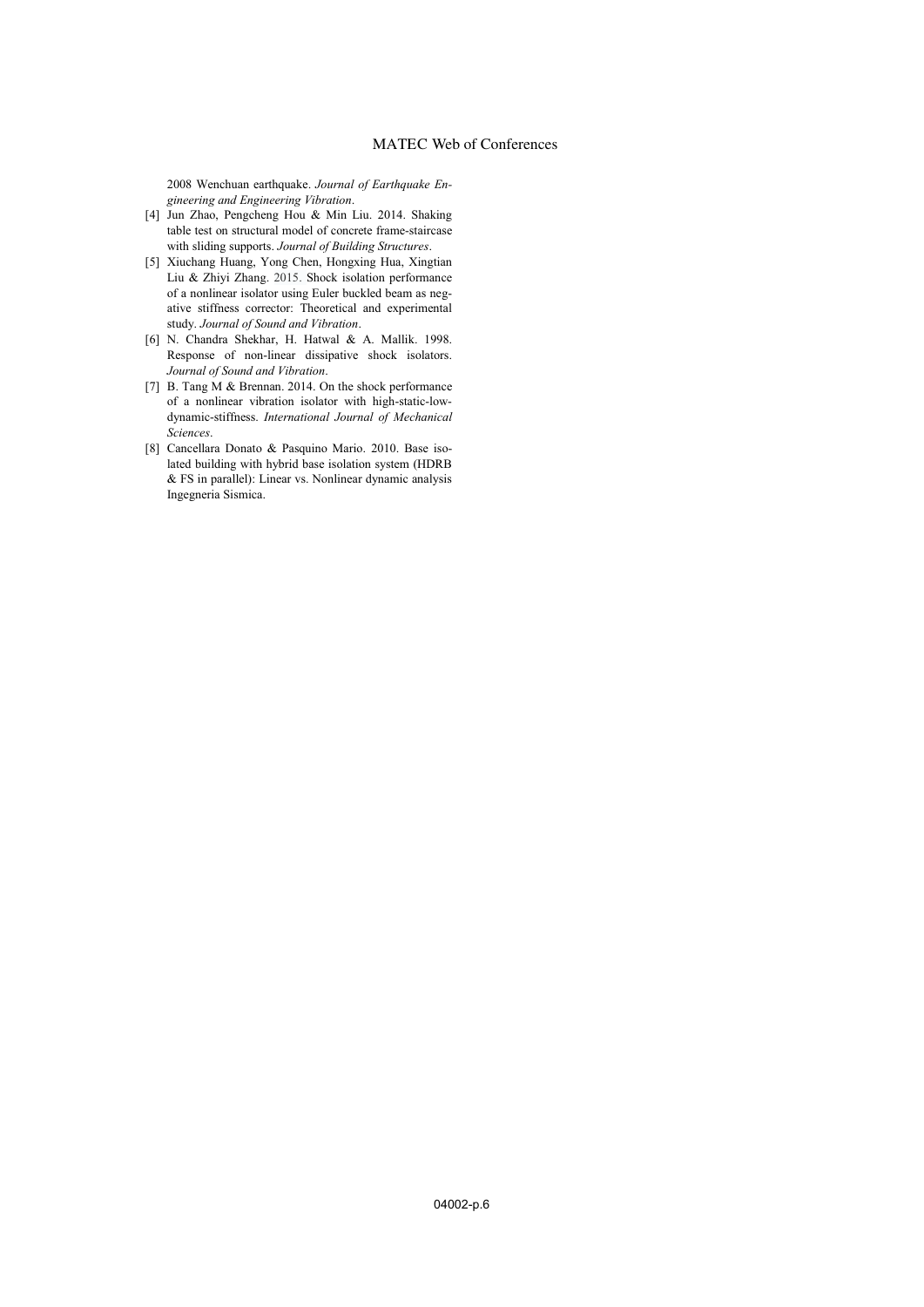2008 Wenchuan earthquake. *Journal of Earthquake Engineering and Engineering Vibration*.

[4] Jun Zhao, Pengcheng Hou & Min Liu. 2014. Shaking table test on structural model of concrete frame-staircase with sliding supports. *Journal of Building Structures*.

[5] Xiuchang Huang, Yong Chen, Hongxing Hua, Xingtian Liu & Zhiyi Zhang. 2015. Shock isolation performance of a nonlinear isolator using Euler buckled beam as negative stiffness corrector: Theoretical and experimental study. *Journal of Sound and Vibration*.

[6] N. Chandra Shekhar, H. Hatwal & A. Mallik. 1998. Response of non-linear dissipative shock isolators. *Journal of Sound and Vibration*.

[7] B. Tang M & Brennan. 2014. On the shock performance of a nonlinear vibration isolator with high-static-low-dynamic-stiffness. *International Journal of Mechanical Sciences*.

[8] Cancellara Donato & Pasquino Mario. 2010. Base isolated building with hybrid base isolation system (HDRB & FS in parallel): Linear vs. Nonlinear dynamic analysis Ingegneria Sismica.